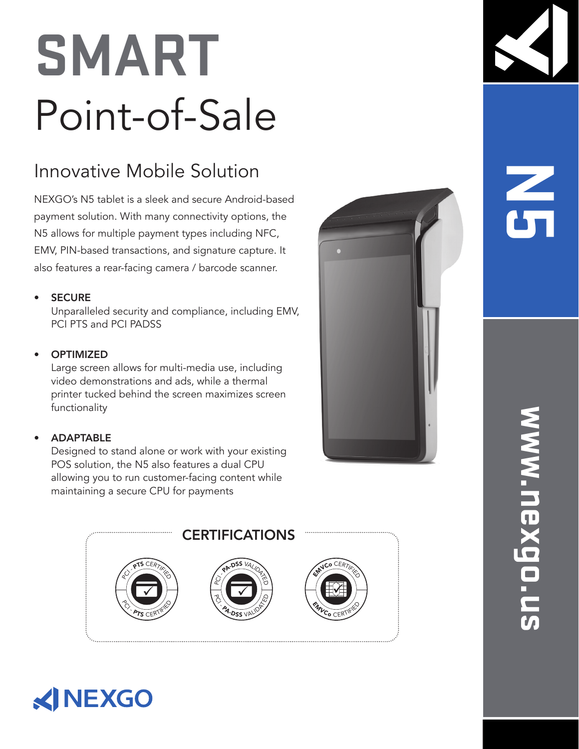# SMART
# Point-of-Sale

## Innovative Mobile Solution

NEXGO's N5 tablet is a sleek and secure Android-based payment solution. With many connectivity options, the N5 allows for multiple payment types including NFC, EMV, PIN-based transactions, and signature capture. It also features a rear-facing camera / barcode scanner.

- **SECURE**
  Unparalleled security and compliance, including EMV, PCI PTS and PCI PADSS
- **OPTIMIZED**
  Large screen allows for multi-media use, including video demonstrations and ads, while a thermal printer tucked behind the screen maximizes screen functionality
- **ADAPTABLE**
  Designed to stand alone or work with your existing POS solution, the N5 also features a dual CPU allowing you to run customer-facing content while maintaining a secure CPU for payments

### CERTIFICATIONS

PCI - PTS CERTIFIED

PCI - PA-DSS VALIDATED

EMVCo CERTIFIED

NEXGO

N5

www.nexgo.us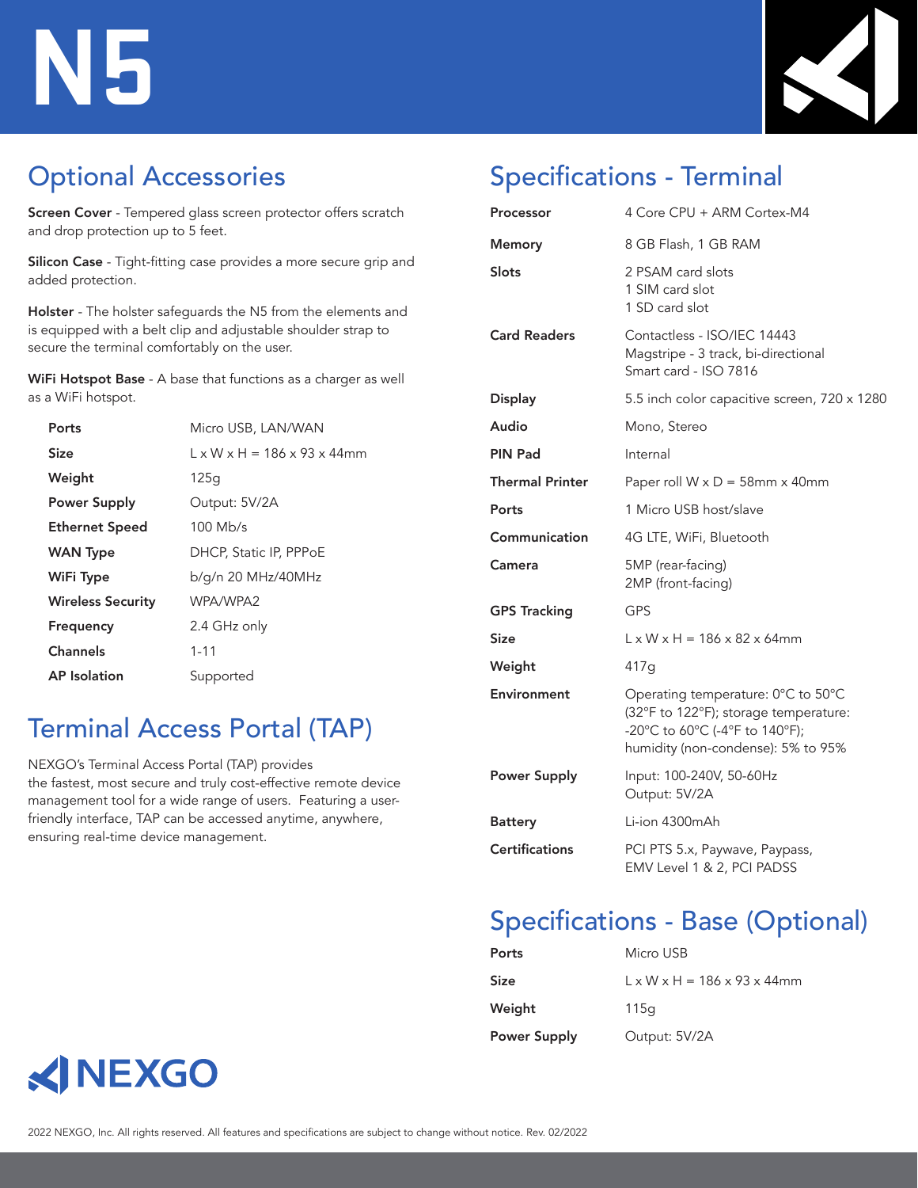# N5

## Optional Accessories

**Screen Cover** - Tempered glass screen protector offers scratch and drop protection up to 5 feet.

**Silicon Case** - Tight-fitting case provides a more secure grip and added protection.

**Holster** - The holster safeguards the N5 from the elements and is equipped with a belt clip and adjustable shoulder strap to secure the terminal comfortably on the user.

**WiFi Hotspot Base** - A base that functions as a charger as well as a WiFi hotspot.

| | |
|---|---|
| **Ports** | Micro USB, LAN/WAN |
| **Size** | L x W x H = 186 x 93 x 44mm |
| **Weight** | 125g |
| **Power Supply** | Output: 5V/2A |
| **Ethernet Speed** | 100 Mb/s |
| **WAN Type** | DHCP, Static IP, PPPoE |
| **WiFi Type** | b/g/n 20 MHz/40MHz |
| **Wireless Security** | WPA/WPA2 |
| **Frequency** | 2.4 GHz only |
| **Channels** | 1-11 |
| **AP Isolation** | Supported |

## Terminal Access Portal (TAP)

NEXGO's Terminal Access Portal (TAP) provides the fastest, most secure and truly cost-effective remote device management tool for a wide range of users. Featuring a user-friendly interface, TAP can be accessed anytime, anywhere, ensuring real-time device management.

## Specifications - Terminal

| | |
|---|---|
| **Processor** | 4 Core CPU + ARM Cortex-M4 |
| **Memory** | 8 GB Flash, 1 GB RAM |
| **Slots** | 2 PSAM card slots<br>1 SIM card slot<br>1 SD card slot |
| **Card Readers** | Contactless - ISO/IEC 14443<br>Magstripe - 3 track, bi-directional<br>Smart card - ISO 7816 |
| **Display** | 5.5 inch color capacitive screen, 720 x 1280 |
| **Audio** | Mono, Stereo |
| **PIN Pad** | Internal |
| **Thermal Printer** | Paper roll W x D = 58mm x 40mm |
| **Ports** | 1 Micro USB host/slave |
| **Communication** | 4G LTE, WiFi, Bluetooth |
| **Camera** | 5MP (rear-facing)<br>2MP (front-facing) |
| **GPS Tracking** | GPS |
| **Size** | L x W x H = 186 x 82 x 64mm |
| **Weight** | 417g |
| **Environment** | Operating temperature: 0°C to 50°C (32°F to 122°F); storage temperature: -20°C to 60°C (-4°F to 140°F); humidity (non-condense): 5% to 95% |
| **Power Supply** | Input: 100-240V, 50-60Hz<br>Output: 5V/2A |
| **Battery** | Li-ion 4300mAh |
| **Certifications** | PCI PTS 5.x, Paywave, Paypass, EMV Level 1 & 2, PCI PADSS |

## Specifications - Base (Optional)

| | |
|---|---|
| **Ports** | Micro USB |
| **Size** | L x W x H = 186 x 93 x 44mm |
| **Weight** | 115g |
| **Power Supply** | Output: 5V/2A |

NEXGO

2022 NEXGO, Inc. All rights reserved. All features and specifications are subject to change without notice. Rev. 02/2022